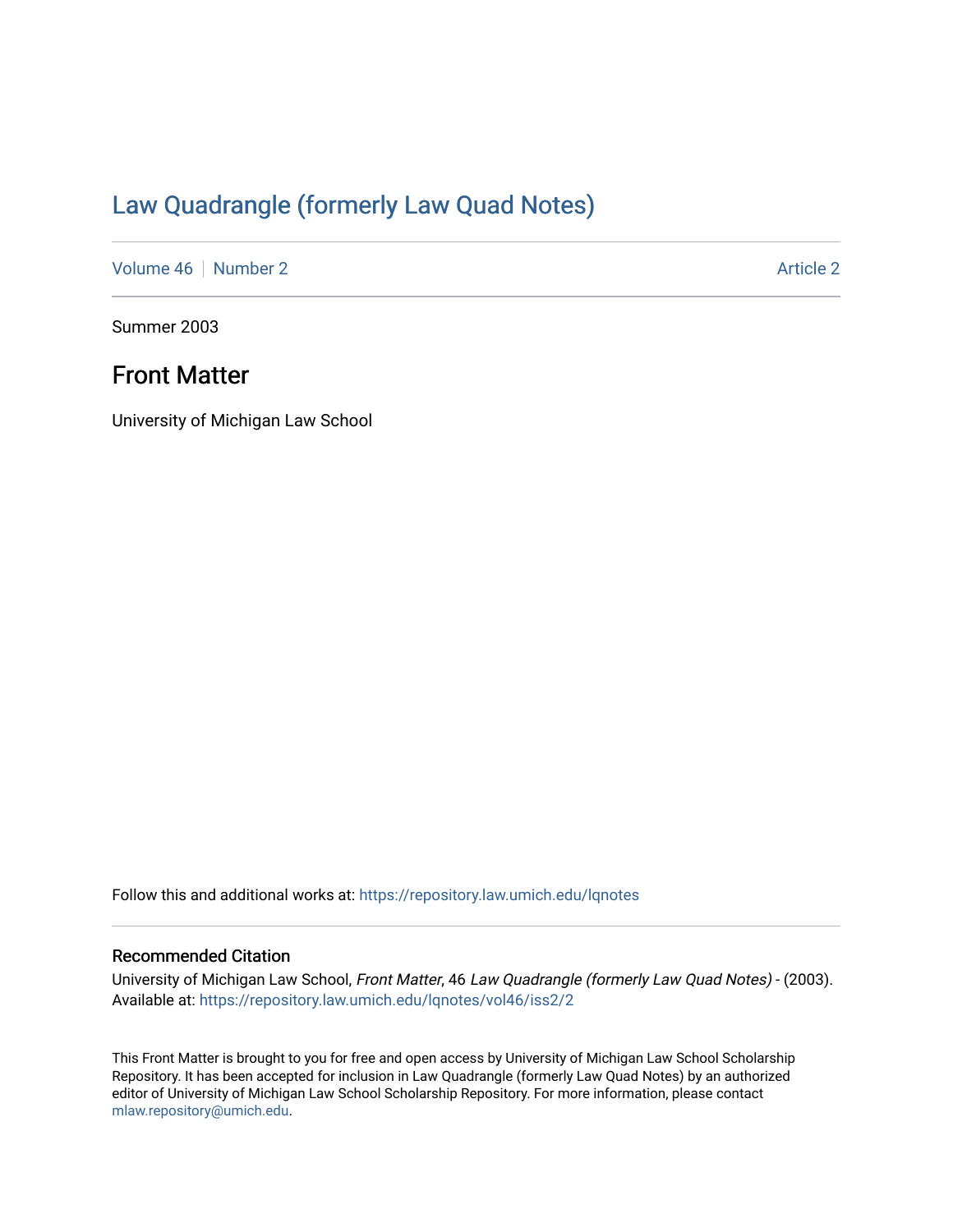# Law Quadrangle (formerly Law Quad Notes)

Volume 46 | Number 2 — Article 2

Summer 2003

## Front Matter

University of Michigan Law School

Follow this and additional works at: https://repository.law.umich.edu/lqnotes

### Recommended Citation

University of Michigan Law School, *Front Matter*, 46 *Law Quadrangle (formerly Law Quad Notes)* - (2003). Available at: https://repository.law.umich.edu/lqnotes/vol46/iss2/2

This Front Matter is brought to you for free and open access by University of Michigan Law School Scholarship Repository. It has been accepted for inclusion in Law Quadrangle (formerly Law Quad Notes) by an authorized editor of University of Michigan Law School Scholarship Repository. For more information, please contact mlaw.repository@umich.edu.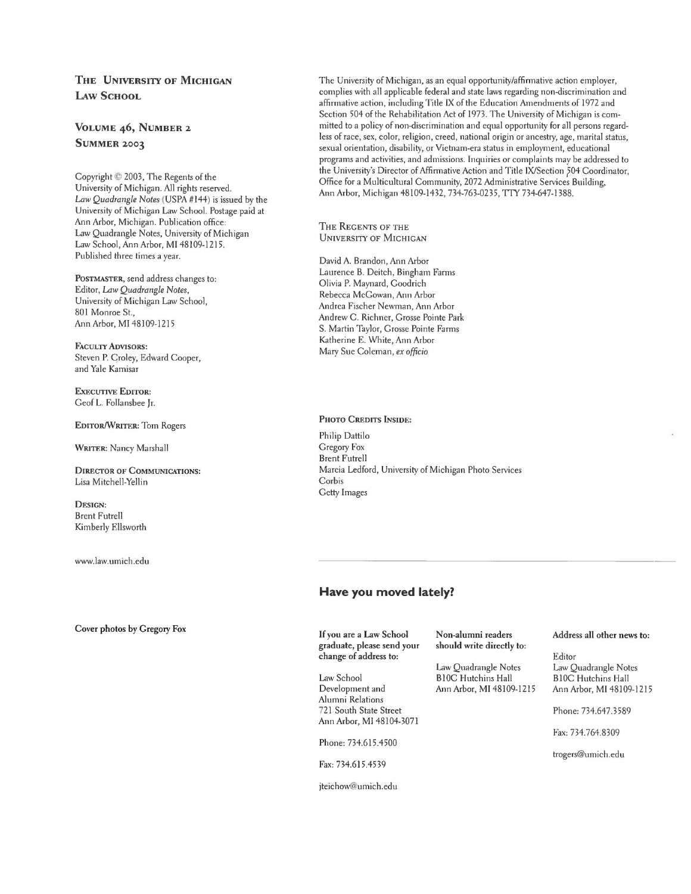## The University of Michigan Law School

### Volume 46, Number 2
### Summer 2003

Copyright © 2003, The Regents of the University of Michigan. All rights reserved. *Law Quadrangle Notes* (USPA #144) is issued by the University of Michigan Law School. Postage paid at Ann Arbor, Michigan. Publication office: Law Quadrangle Notes, University of Michigan Law School, Ann Arbor, MI 48109-1215. Published three times a year.

**Postmaster**, send address changes to:
Editor, *Law Quadrangle Notes*,
University of Michigan Law School,
801 Monroe St.,
Ann Arbor, MI 48109-1215

**Faculty Advisors:**
Steven P. Croley, Edward Cooper, and Yale Kamisar

**Executive Editor:**
Geof L. Follansbee Jr.

**Editor/Writer:** Tom Rogers

**Writer:** Nancy Marshall

**Director of Communications:**
Lisa Mitchell-Yellin

**Design:**
Brent Futrell
Kimberly Ellsworth

www.law.umich.edu

**Cover photos by Gregory Fox**

The University of Michigan, as an equal opportunity/affirmative action employer, complies with all applicable federal and state laws regarding non-discrimination and affirmative action, including Title IX of the Education Amendments of 1972 and Section 504 of the Rehabilitation Act of 1973. The University of Michigan is committed to a policy of non-discrimination and equal opportunity for all persons regardless of race, sex, color, religion, creed, national origin or ancestry, age, marital status, sexual orientation, disability, or Vietnam-era status in employment, educational programs and activities, and admissions. Inquiries or complaints may be addressed to the University's Director of Affirmative Action and Title IX/Section 504 Coordinator, Office for a Multicultural Community, 2072 Administrative Services Building, Ann Arbor, Michigan 48109-1432, 734-763-0235, TTY 734-647-1388.

### The Regents of the University of Michigan

David A. Brandon, Ann Arbor
Laurence B. Deitch, Bingham Farms
Olivia P. Maynard, Goodrich
Rebecca McGowan, Ann Arbor
Andrea Fischer Newman, Ann Arbor
Andrew C. Richner, Grosse Pointe Park
S. Martin Taylor, Grosse Pointe Farms
Katherine E. White, Ann Arbor
Mary Sue Coleman, *ex officio*

**Photo Credits Inside:**

Philip Dattilo
Gregory Fox
Brent Futrell
Marcia Ledford, University of Michigan Photo Services
Corbis
Getty Images

## Have you moved lately?

**If you are a Law School graduate, please send your change of address to:**

Law School
Development and
Alumni Relations
721 South State Street
Ann Arbor, MI 48104-3071

Phone: 734.615.4500

Fax: 734.615.4539

jteichow@umich.edu

**Non-alumni readers should write directly to:**

Law Quadrangle Notes
B10C Hutchins Hall
Ann Arbor, MI 48109-1215

**Address all other news to:**

Editor
Law Quadrangle Notes
B10C Hutchins Hall
Ann Arbor, MI 48109-1215

Phone: 734.647.3589

Fax: 734.764.8309

trogers@umich.edu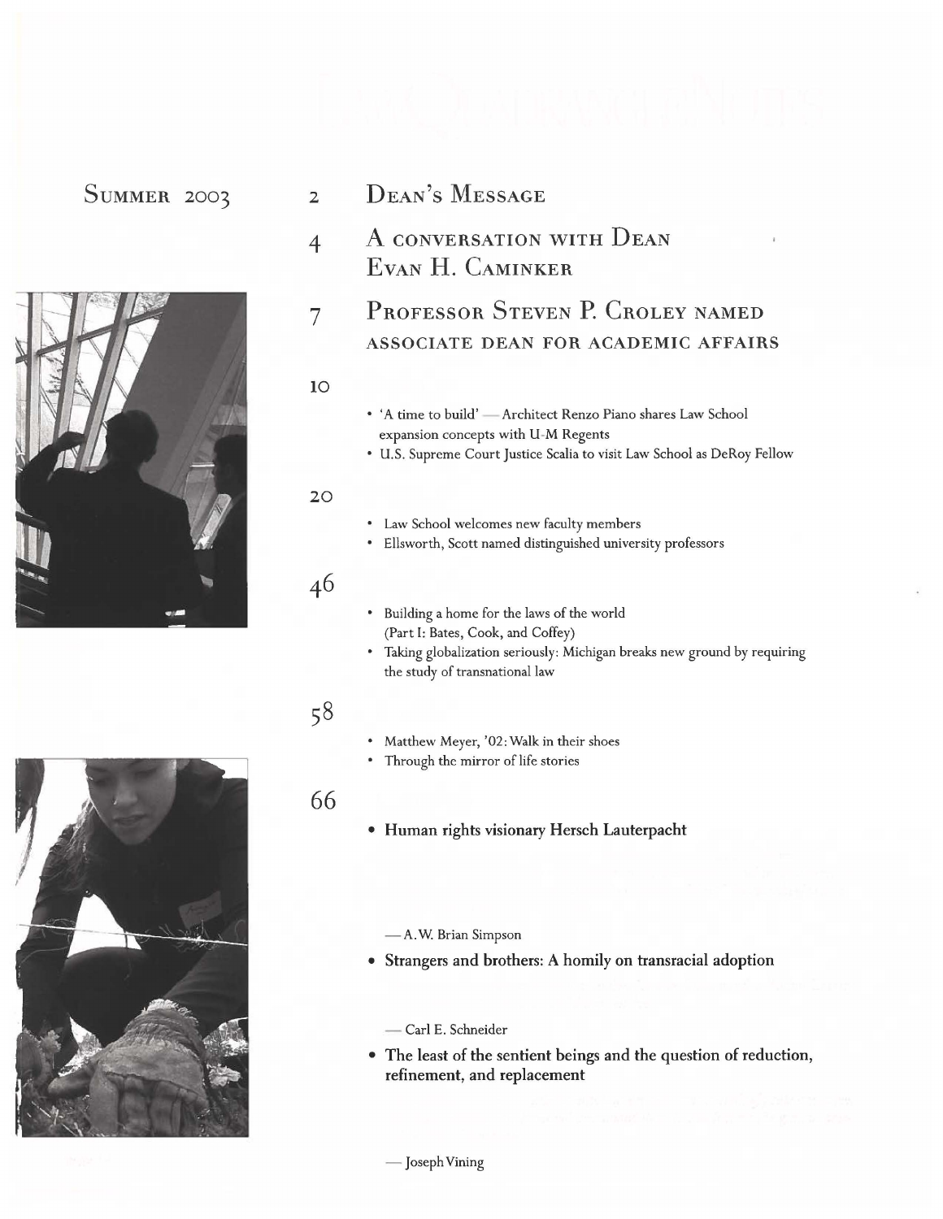# Summer 2003

2 **Dean's Message**

4 **A conversation with Dean Evan H. Caminker**

7 **Professor Steven P. Croley named associate dean for academic affairs**

10

- 'A time to build' — Architect Renzo Piano shares Law School expansion concepts with U-M Regents
- U.S. Supreme Court Justice Scalia to visit Law School as DeRoy Fellow

20

- Law School welcomes new faculty members
- Ellsworth, Scott named distinguished university professors

46

- Building a home for the laws of the world (Part I: Bates, Cook, and Coffey)
- Taking globalization seriously: Michigan breaks new ground by requiring the study of transnational law

58

- Matthew Meyer, '02: Walk in their shoes
- Through the mirror of life stories

66

- **Human rights visionary Hersch Lauterpacht**

  — A.W. Brian Simpson

- **Strangers and brothers: A homily on transracial adoption**

  — Carl E. Schneider

- **The least of the sentient beings and the question of reduction, refinement, and replacement**

  — Joseph Vining